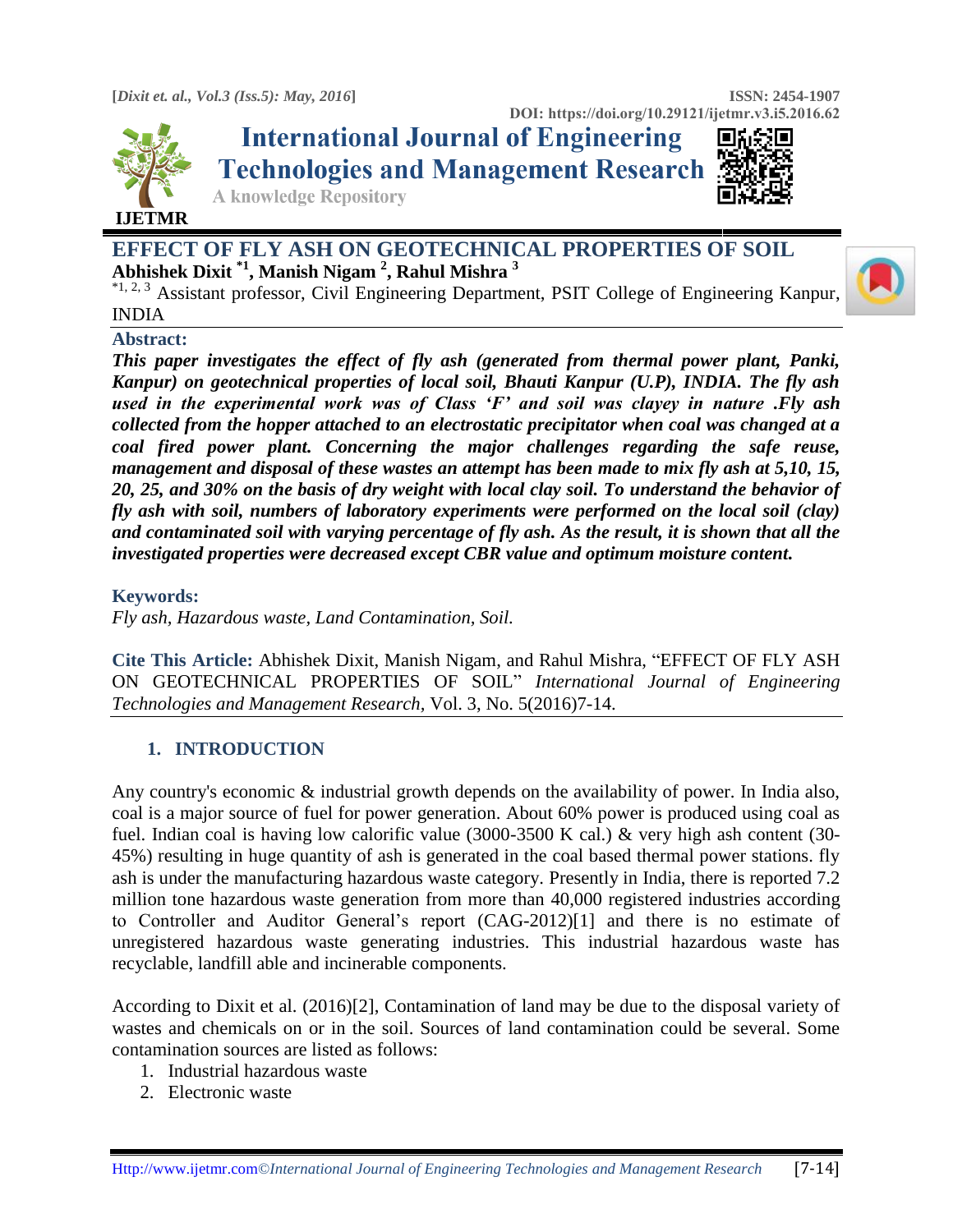# EFFECT OF FLY ASH ON GEOTECHNICAL PROPERTIES OF SOIL

**Abhishek Dixit [*1], Manish Nigam [2], Rahul Mishra [3]**

[*1, 2, 3] Assistant professor, Civil Engineering Department, PSIT College of Engineering Kanpur, INDIA

## Abstract:

***This paper investigates the effect of fly ash (generated from thermal power plant, Panki, Kanpur) on geotechnical properties of local soil, Bhauti Kanpur (U.P), INDIA. The fly ash used in the experimental work was of Class 'F' and soil was clayey in nature .Fly ash collected from the hopper attached to an electrostatic precipitator when coal was changed at a coal fired power plant. Concerning the major challenges regarding the safe reuse, management and disposal of these wastes an attempt has been made to mix fly ash at 5,10, 15, 20, 25, and 30% on the basis of dry weight with local clay soil. To understand the behavior of fly ash with soil, numbers of laboratory experiments were performed on the local soil (clay) and contaminated soil with varying percentage of fly ash. As the result, it is shown that all the investigated properties were decreased except CBR value and optimum moisture content.***

## Keywords:

*Fly ash, Hazardous waste, Land Contamination, Soil.*

**Cite This Article:** Abhishek Dixit, Manish Nigam, and Rahul Mishra, "EFFECT OF FLY ASH ON GEOTECHNICAL PROPERTIES OF SOIL" *International Journal of Engineering Technologies and Management Research*, Vol. 3, No. 5(2016)7-14.

## 1. INTRODUCTION

Any country's economic & industrial growth depends on the availability of power. In India also, coal is a major source of fuel for power generation. About 60% power is produced using coal as fuel. Indian coal is having low calorific value (3000-3500 K cal.) & very high ash content (30-45%) resulting in huge quantity of ash is generated in the coal based thermal power stations. fly ash is under the manufacturing hazardous waste category. Presently in India, there is reported 7.2 million tone hazardous waste generation from more than 40,000 registered industries according to Controller and Auditor General's report (CAG-2012)[1] and there is no estimate of unregistered hazardous waste generating industries. This industrial hazardous waste has recyclable, landfill able and incinerable components.

According to Dixit et al. (2016)[2], Contamination of land may be due to the disposal variety of wastes and chemicals on or in the soil. Sources of land contamination could be several. Some contamination sources are listed as follows:

1. Industrial hazardous waste
2. Electronic waste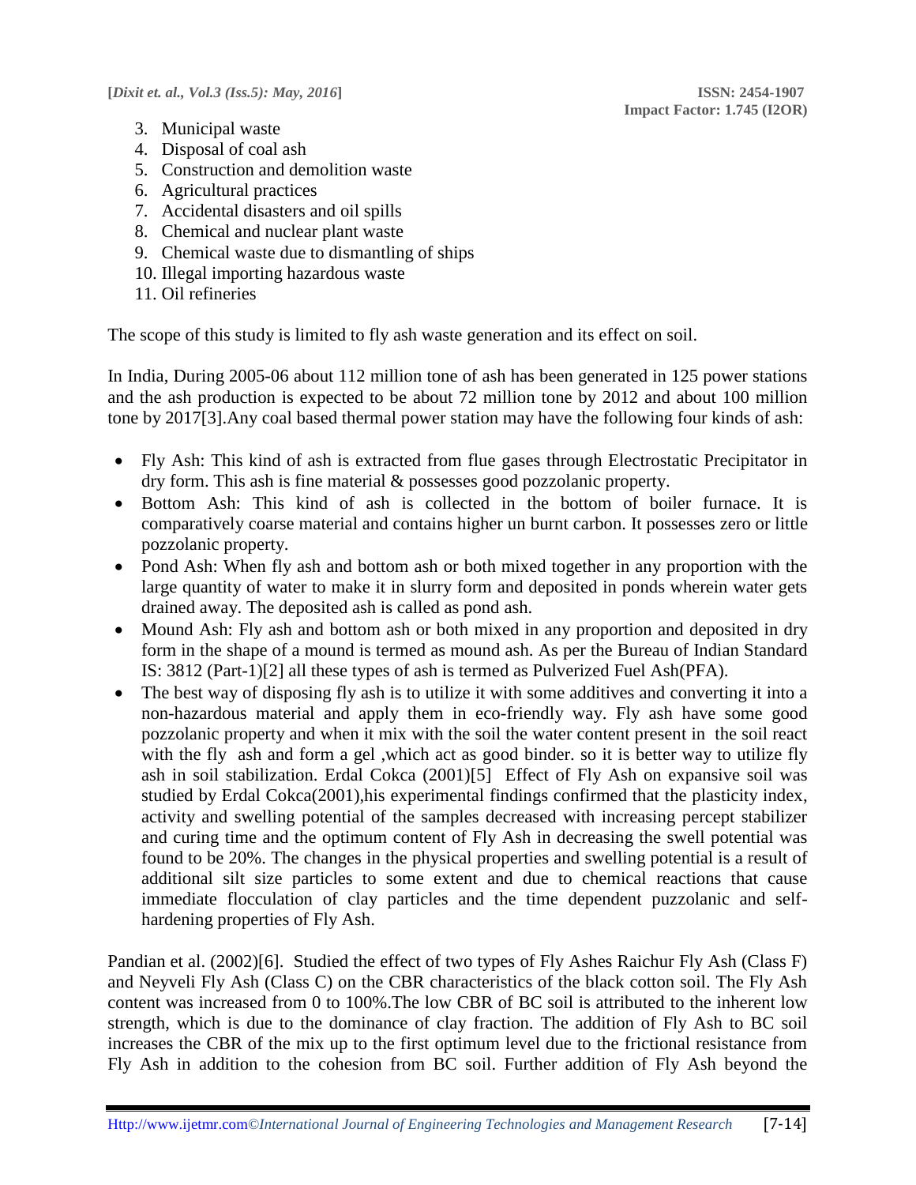3. Municipal waste
4. Disposal of coal ash
5. Construction and demolition waste
6. Agricultural practices
7. Accidental disasters and oil spills
8. Chemical and nuclear plant waste
9. Chemical waste due to dismantling of ships
10. Illegal importing hazardous waste
11. Oil refineries

The scope of this study is limited to fly ash waste generation and its effect on soil.

In India, During 2005-06 about 112 million tone of ash has been generated in 125 power stations and the ash production is expected to be about 72 million tone by 2012 and about 100 million tone by 2017[3].Any coal based thermal power station may have the following four kinds of ash:

- Fly Ash: This kind of ash is extracted from flue gases through Electrostatic Precipitator in dry form. This ash is fine material & possesses good pozzolanic property.
- Bottom Ash: This kind of ash is collected in the bottom of boiler furnace. It is comparatively coarse material and contains higher un burnt carbon. It possesses zero or little pozzolanic property.
- Pond Ash: When fly ash and bottom ash or both mixed together in any proportion with the large quantity of water to make it in slurry form and deposited in ponds wherein water gets drained away. The deposited ash is called as pond ash.
- Mound Ash: Fly ash and bottom ash or both mixed in any proportion and deposited in dry form in the shape of a mound is termed as mound ash. As per the Bureau of Indian Standard IS: 3812 (Part-1)[2] all these types of ash is termed as Pulverized Fuel Ash(PFA).
- The best way of disposing fly ash is to utilize it with some additives and converting it into a non-hazardous material and apply them in eco-friendly way. Fly ash have some good pozzolanic property and when it mix with the soil the water content present in the soil react with the fly ash and form a gel ,which act as good binder. so it is better way to utilize fly ash in soil stabilization. Erdal Cokca (2001)[5] Effect of Fly Ash on expansive soil was studied by Erdal Cokca(2001),his experimental findings confirmed that the plasticity index, activity and swelling potential of the samples decreased with increasing percept stabilizer and curing time and the optimum content of Fly Ash in decreasing the swell potential was found to be 20%. The changes in the physical properties and swelling potential is a result of additional silt size particles to some extent and due to chemical reactions that cause immediate flocculation of clay particles and the time dependent puzzolanic and self-hardening properties of Fly Ash.

Pandian et al. (2002)[6]. Studied the effect of two types of Fly Ashes Raichur Fly Ash (Class F) and Neyveli Fly Ash (Class C) on the CBR characteristics of the black cotton soil. The Fly Ash content was increased from 0 to 100%.The low CBR of BC soil is attributed to the inherent low strength, which is due to the dominance of clay fraction. The addition of Fly Ash to BC soil increases the CBR of the mix up to the first optimum level due to the frictional resistance from Fly Ash in addition to the cohesion from BC soil. Further addition of Fly Ash beyond the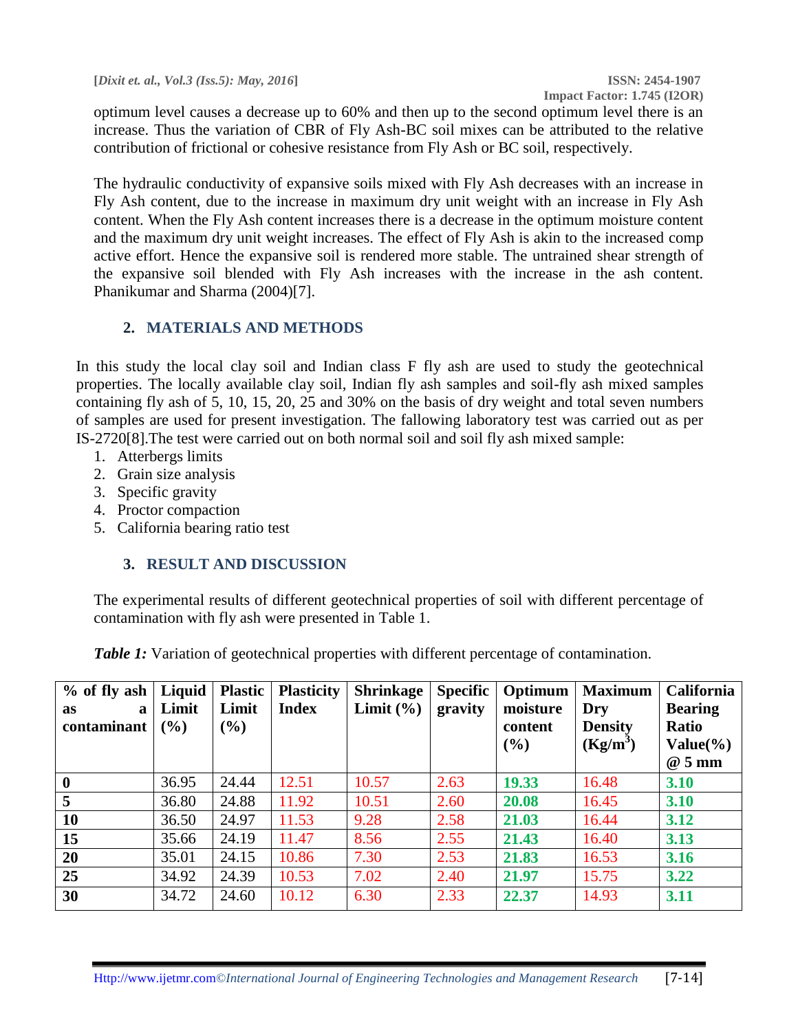optimum level causes a decrease up to 60% and then up to the second optimum level there is an increase. Thus the variation of CBR of Fly Ash-BC soil mixes can be attributed to the relative contribution of frictional or cohesive resistance from Fly Ash or BC soil, respectively.

The hydraulic conductivity of expansive soils mixed with Fly Ash decreases with an increase in Fly Ash content, due to the increase in maximum dry unit weight with an increase in Fly Ash content. When the Fly Ash content increases there is a decrease in the optimum moisture content and the maximum dry unit weight increases. The effect of Fly Ash is akin to the increased comp active effort. Hence the expansive soil is rendered more stable. The untrained shear strength of the expansive soil blended with Fly Ash increases with the increase in the ash content. Phanikumar and Sharma (2004)[7].

## 2. MATERIALS AND METHODS

In this study the local clay soil and Indian class F fly ash are used to study the geotechnical properties. The locally available clay soil, Indian fly ash samples and soil-fly ash mixed samples containing fly ash of 5, 10, 15, 20, 25 and 30% on the basis of dry weight and total seven numbers of samples are used for present investigation. The fallowing laboratory test was carried out as per IS-2720[8].The test were carried out on both normal soil and soil fly ash mixed sample:

1. Atterbergs limits
2. Grain size analysis
3. Specific gravity
4. Proctor compaction
5. California bearing ratio test

## 3. RESULT AND DISCUSSION

The experimental results of different geotechnical properties of soil with different percentage of contamination with fly ash were presented in Table 1.

***Table 1:*** Variation of geotechnical properties with different percentage of contamination.

| % of fly ash as a contaminant | Liquid Limit (%) | Plastic Limit (%) | Plasticity Index | Shrinkage Limit (%) | Specific gravity | Optimum moisture content (%) | Maximum Dry Density (Kg/m$^3$) | California Bearing Ratio Value(%) @ 5 mm |
|---|---|---|---|---|---|---|---|---|
| **0** | 36.95 | 24.44 | 12.51 | 10.57 | 2.63 | **19.33** | 16.48 | **3.10** |
| **5** | 36.80 | 24.88 | 11.92 | 10.51 | 2.60 | **20.08** | 16.45 | **3.10** |
| **10** | 36.50 | 24.97 | 11.53 | 9.28 | 2.58 | **21.03** | 16.44 | **3.12** |
| **15** | 35.66 | 24.19 | 11.47 | 8.56 | 2.55 | **21.43** | 16.40 | **3.13** |
| **20** | 35.01 | 24.15 | 10.86 | 7.30 | 2.53 | **21.83** | 16.53 | **3.16** |
| **25** | 34.92 | 24.39 | 10.53 | 7.02 | 2.40 | **21.97** | 15.75 | **3.22** |
| **30** | 34.72 | 24.60 | 10.12 | 6.30 | 2.33 | **22.37** | 14.93 | **3.11** |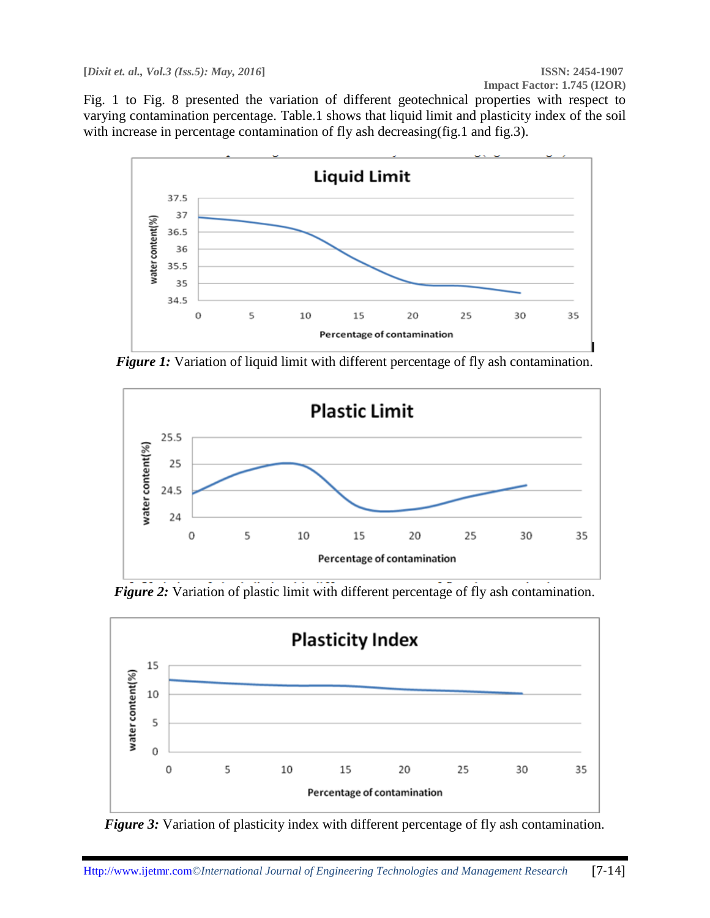Fig. 1 to Fig. 8 presented the variation of different geotechnical properties with respect to varying contamination percentage. Table.1 shows that liquid limit and plasticity index of the soil with increase in percentage contamination of fly ash decreasing(fig.1 and fig.3).

***Figure 1:*** Variation of liquid limit with different percentage of fly ash contamination.

***Figure 2:*** Variation of plastic limit with different percentage of fly ash contamination.

***Figure 3:*** Variation of plasticity index with different percentage of fly ash contamination.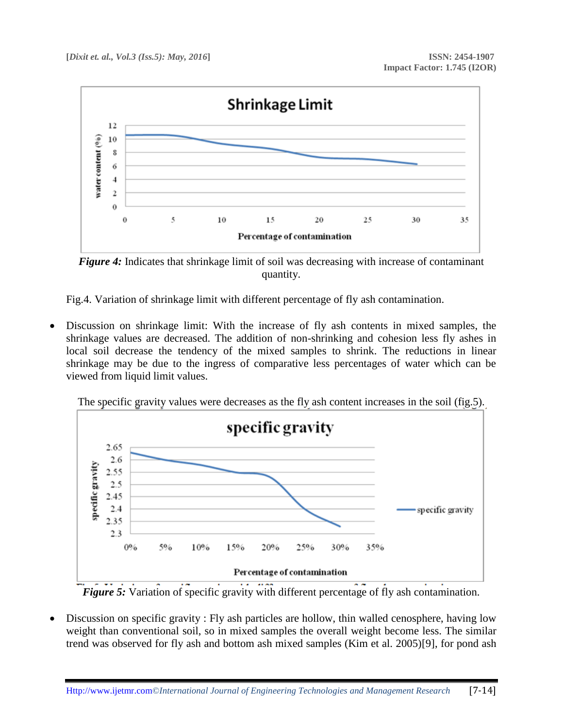*Figure 4:* Indicates that shrinkage limit of soil was decreasing with increase of contaminant quantity.

Fig.4. Variation of shrinkage limit with different percentage of fly ash contamination.

- Discussion on shrinkage limit: With the increase of fly ash contents in mixed samples, the shrinkage values are decreased. The addition of non-shrinking and cohesion less fly ashes in local soil decrease the tendency of the mixed samples to shrink. The reductions in linear shrinkage may be due to the ingress of comparative less percentages of water which can be viewed from liquid limit values.

The specific gravity values were decreases as the fly ash content increases in the soil (fig.5).

*Figure 5:* Variation of specific gravity with different percentage of fly ash contamination.

- Discussion on specific gravity : Fly ash particles are hollow, thin walled cenosphere, having low weight than conventional soil, so in mixed samples the overall weight become less. The similar trend was observed for fly ash and bottom ash mixed samples (Kim et al. 2005)[9], for pond ash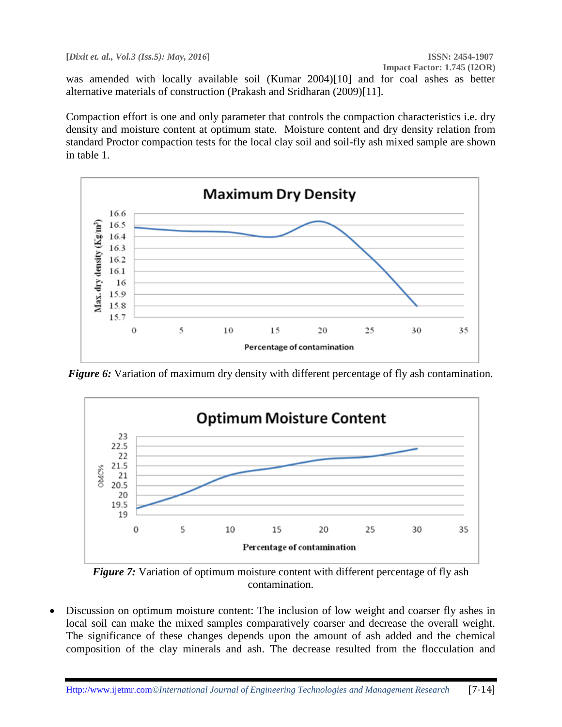was amended with locally available soil (Kumar 2004)[10] and for coal ashes as better alternative materials of construction (Prakash and Sridharan (2009)[11].

Compaction effort is one and only parameter that controls the compaction characteristics i.e. dry density and moisture content at optimum state. Moisture content and dry density relation from standard Proctor compaction tests for the local clay soil and soil-fly ash mixed sample are shown in table 1.

***Figure 6:*** Variation of maximum dry density with different percentage of fly ash contamination.

***Figure 7:*** Variation of optimum moisture content with different percentage of fly ash contamination.

- Discussion on optimum moisture content: The inclusion of low weight and coarser fly ashes in local soil can make the mixed samples comparatively coarser and decrease the overall weight. The significance of these changes depends upon the amount of ash added and the chemical composition of the clay minerals and ash. The decrease resulted from the flocculation and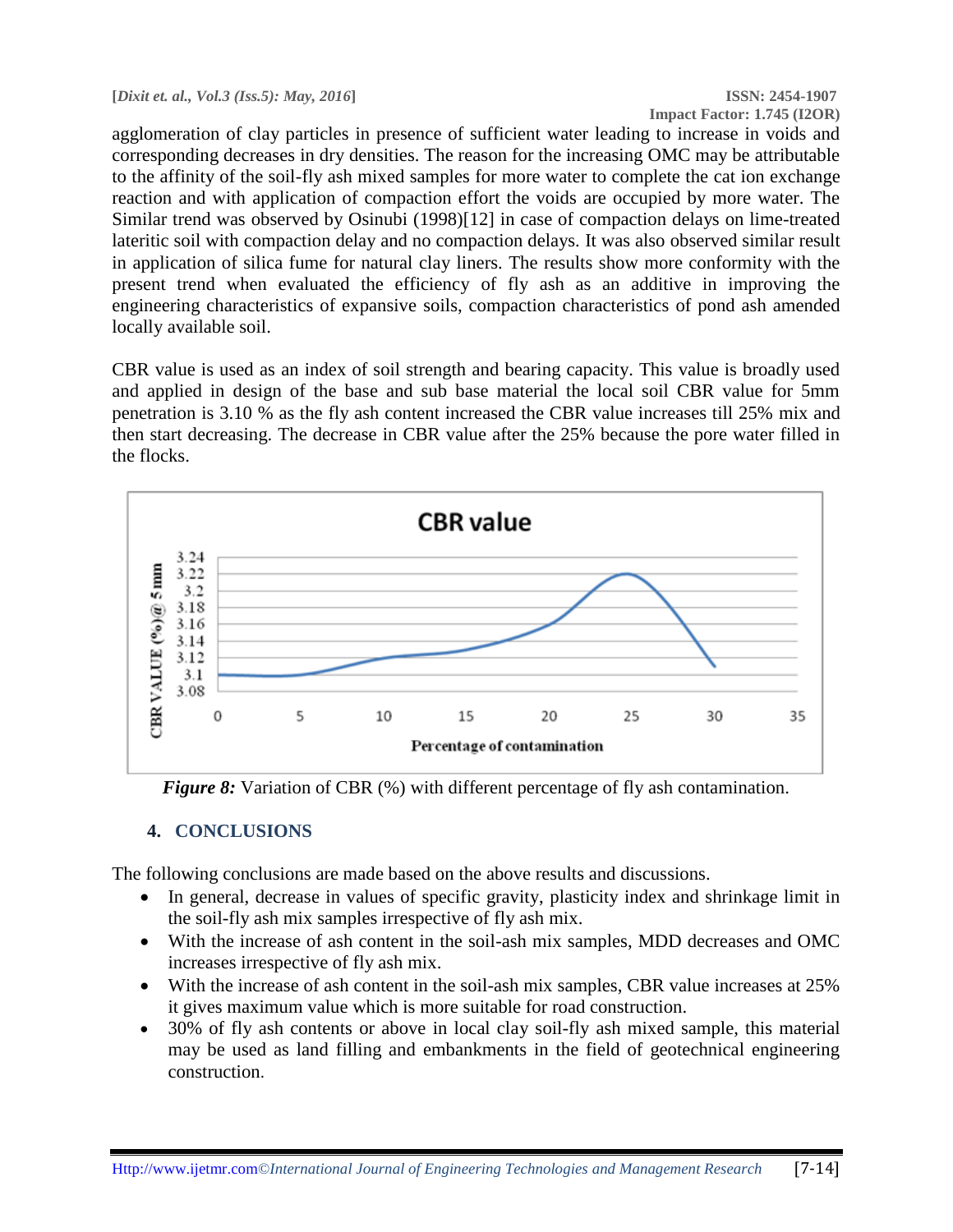agglomeration of clay particles in presence of sufficient water leading to increase in voids and corresponding decreases in dry densities. The reason for the increasing OMC may be attributable to the affinity of the soil-fly ash mixed samples for more water to complete the cat ion exchange reaction and with application of compaction effort the voids are occupied by more water. The Similar trend was observed by Osinubi (1998)[12] in case of compaction delays on lime-treated lateritic soil with compaction delay and no compaction delays. It was also observed similar result in application of silica fume for natural clay liners. The results show more conformity with the present trend when evaluated the efficiency of fly ash as an additive in improving the engineering characteristics of expansive soils, compaction characteristics of pond ash amended locally available soil.

CBR value is used as an index of soil strength and bearing capacity. This value is broadly used and applied in design of the base and sub base material the local soil CBR value for 5mm penetration is 3.10 % as the fly ash content increased the CBR value increases till 25% mix and then start decreasing. The decrease in CBR value after the 25% because the pore water filled in the flocks.

***Figure 8:*** Variation of CBR (%) with different percentage of fly ash contamination.

## 4. CONCLUSIONS

The following conclusions are made based on the above results and discussions.

- In general, decrease in values of specific gravity, plasticity index and shrinkage limit in the soil-fly ash mix samples irrespective of fly ash mix.
- With the increase of ash content in the soil-ash mix samples, MDD decreases and OMC increases irrespective of fly ash mix.
- With the increase of ash content in the soil-ash mix samples, CBR value increases at 25% it gives maximum value which is more suitable for road construction.
- 30% of fly ash contents or above in local clay soil-fly ash mixed sample, this material may be used as land filling and embankments in the field of geotechnical engineering construction.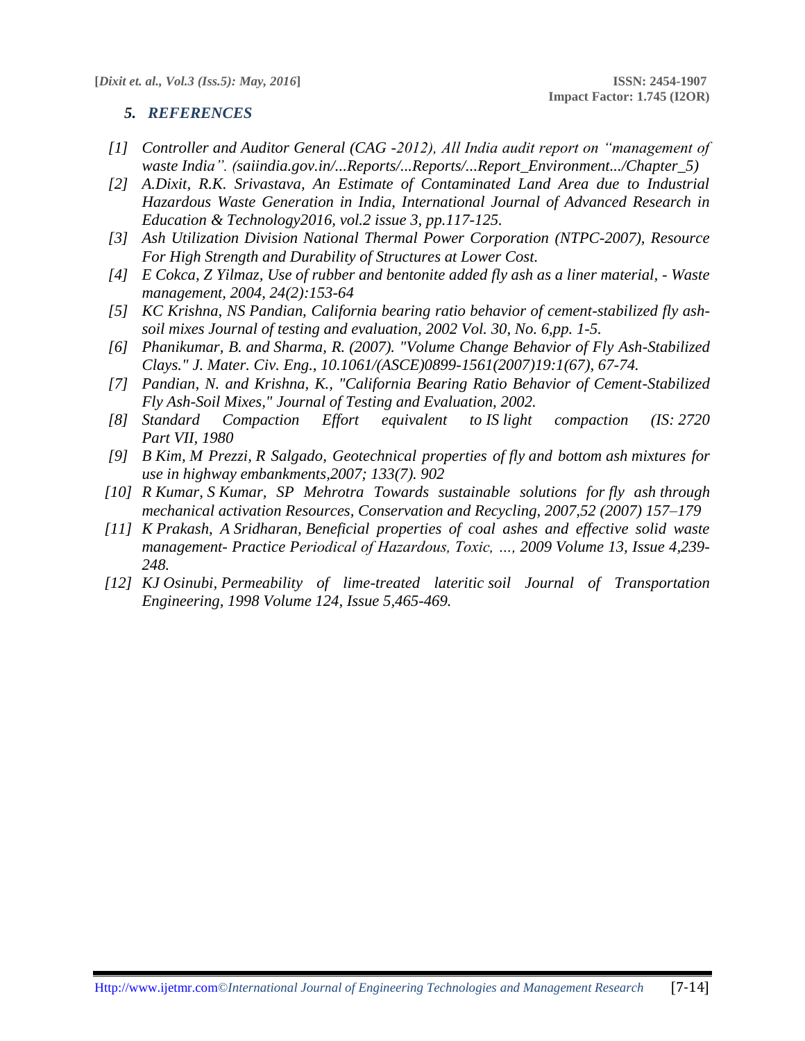## 5. REFERENCES

[1] Controller and Auditor General (CAG -2012), All India audit report on "management of waste India". (saiindia.gov.in/...Reports/...Reports/...Report_Environment.../Chapter_5)

[2] A.Dixit, R.K. Srivastava, An Estimate of Contaminated Land Area due to Industrial Hazardous Waste Generation in India, International Journal of Advanced Research in Education & Technology2016, vol.2 issue 3, pp.117-125.

[3] Ash Utilization Division National Thermal Power Corporation (NTPC-2007), Resource For High Strength and Durability of Structures at Lower Cost.

[4] E Cokca, Z Yilmaz, Use of rubber and bentonite added fly ash as a liner material, - Waste management, 2004, 24(2):153-64

[5] KC Krishna, NS Pandian, California bearing ratio behavior of cement-stabilized fly ash-soil mixes Journal of testing and evaluation, 2002 Vol. 30, No. 6,pp. 1-5.

[6] Phanikumar, B. and Sharma, R. (2007). "Volume Change Behavior of Fly Ash-Stabilized Clays." J. Mater. Civ. Eng., 10.1061/(ASCE)0899-1561(2007)19:1(67), 67-74.

[7] Pandian, N. and Krishna, K., "California Bearing Ratio Behavior of Cement-Stabilized Fly Ash-Soil Mixes," Journal of Testing and Evaluation, 2002.

[8] Standard Compaction Effort equivalent to IS light compaction (IS: 2720 Part VII, 1980

[9] B Kim, M Prezzi, R Salgado, Geotechnical properties of fly and bottom ash mixtures for use in highway embankments,2007; 133(7). 902

[10] R Kumar, S Kumar, SP Mehrotra Towards sustainable solutions for fly ash through mechanical activation Resources, Conservation and Recycling, 2007,52 (2007) 157–179

[11] K Prakash, A Sridharan, Beneficial properties of coal ashes and effective solid waste management- Practice Periodical of Hazardous, Toxic, ..., 2009 Volume 13, Issue 4,239-248.

[12] KJ Osinubi, Permeability of lime-treated lateritic soil Journal of Transportation Engineering, 1998 Volume 124, Issue 5,465-469.